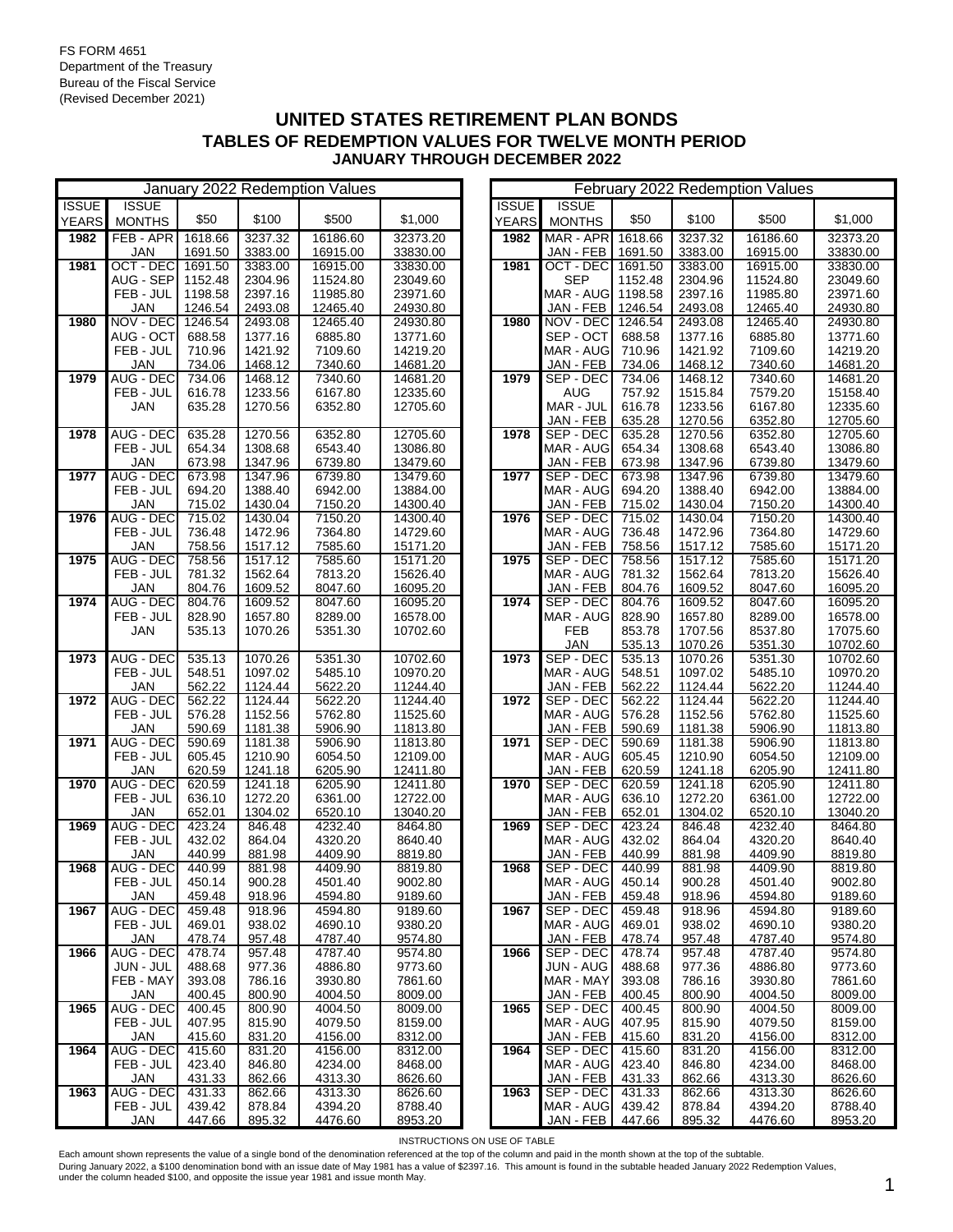FS FORM 4651
Department of the Treasury
Bureau of the Fiscal Service
(Revised December 2021)

# UNITED STATES RETIREMENT PLAN BONDS
## TABLES OF REDEMPTION VALUES FOR TWELVE MONTH PERIOD
### JANUARY THROUGH DECEMBER 2022

**January 2022 Redemption Values**

| ISSUE YEARS | ISSUE MONTHS | $50 | $100 | $500 | $1,000 |
|---|---|---|---|---|---|
| **1982** | FEB - APR | 1618.66 | 3237.32 | 16186.60 | 32373.20 |
| | JAN | 1691.50 | 3383.00 | 16915.00 | 33830.00 |
| **1981** | OCT - DEC | 1691.50 | 3383.00 | 16915.00 | 33830.00 |
| | AUG - SEP | 1152.48 | 2304.96 | 11524.80 | 23049.60 |
| | FEB - JUL | 1198.58 | 2397.16 | 11985.80 | 23971.60 |
| | JAN | 1246.54 | 2493.08 | 12465.40 | 24930.80 |
| **1980** | NOV - DEC | 1246.54 | 2493.08 | 12465.40 | 24930.80 |
| | AUG - OCT | 688.58 | 1377.16 | 6885.80 | 13771.60 |
| | FEB - JUL | 710.96 | 1421.92 | 7109.60 | 14219.20 |
| | JAN | 734.06 | 1468.12 | 7340.60 | 14681.20 |
| **1979** | AUG - DEC | 734.06 | 1468.12 | 7340.60 | 14681.20 |
| | FEB - JUL | 616.78 | 1233.56 | 6167.80 | 12335.60 |
| | JAN | 635.28 | 1270.56 | 6352.80 | 12705.60 |
| **1978** | AUG - DEC | 635.28 | 1270.56 | 6352.80 | 12705.60 |
| | FEB - JUL | 654.34 | 1308.68 | 6543.40 | 13086.80 |
| | JAN | 673.98 | 1347.96 | 6739.80 | 13479.60 |
| **1977** | AUG - DEC | 673.98 | 1347.96 | 6739.80 | 13479.60 |
| | FEB - JUL | 694.20 | 1388.40 | 6942.00 | 13884.00 |
| | JAN | 715.02 | 1430.04 | 7150.20 | 14300.40 |
| **1976** | AUG - DEC | 715.02 | 1430.04 | 7150.20 | 14300.40 |
| | FEB - JUL | 736.48 | 1472.96 | 7364.80 | 14729.60 |
| | JAN | 758.56 | 1517.12 | 7585.60 | 15171.20 |
| **1975** | AUG - DEC | 758.56 | 1517.12 | 7585.60 | 15171.20 |
| | FEB - JUL | 781.32 | 1562.64 | 7813.20 | 15626.40 |
| | JAN | 804.76 | 1609.52 | 8047.60 | 16095.20 |
| **1974** | AUG - DEC | 804.76 | 1609.52 | 8047.60 | 16095.20 |
| | FEB - JUL | 828.90 | 1657.80 | 8289.00 | 16578.00 |
| | JAN | 535.13 | 1070.26 | 5351.30 | 10702.60 |
| **1973** | AUG - DEC | 535.13 | 1070.26 | 5351.30 | 10702.60 |
| | FEB - JUL | 548.51 | 1097.02 | 5485.10 | 10970.20 |
| | JAN | 562.22 | 1124.44 | 5622.20 | 11244.40 |
| **1972** | AUG - DEC | 562.22 | 1124.44 | 5622.20 | 11244.40 |
| | FEB - JUL | 576.28 | 1152.56 | 5762.80 | 11525.60 |
| | JAN | 590.69 | 1181.38 | 5906.90 | 11813.80 |
| **1971** | AUG - DEC | 590.69 | 1181.38 | 5906.90 | 11813.80 |
| | FEB - JUL | 605.45 | 1210.90 | 6054.50 | 12109.00 |
| | JAN | 620.59 | 1241.18 | 6205.90 | 12411.80 |
| **1970** | AUG - DEC | 620.59 | 1241.18 | 6205.90 | 12411.80 |
| | FEB - JUL | 636.10 | 1272.20 | 6361.00 | 12722.00 |
| | JAN | 652.01 | 1304.02 | 6520.10 | 13040.20 |
| **1969** | AUG - DEC | 423.24 | 846.48 | 4232.40 | 8464.80 |
| | FEB - JUL | 432.02 | 864.04 | 4320.20 | 8640.40 |
| | JAN | 440.99 | 881.98 | 4409.90 | 8819.80 |
| **1968** | AUG - DEC | 440.99 | 881.98 | 4409.90 | 8819.80 |
| | FEB - JUL | 450.14 | 900.28 | 4501.40 | 9002.80 |
| | JAN | 459.48 | 918.96 | 4594.80 | 9189.60 |
| **1967** | AUG - DEC | 459.48 | 918.96 | 4594.80 | 9189.60 |
| | FEB - JUL | 469.01 | 938.02 | 4690.10 | 9380.20 |
| | JAN | 478.74 | 957.48 | 4787.40 | 9574.80 |
| **1966** | AUG - DEC | 478.74 | 957.48 | 4787.40 | 9574.80 |
| | JUN - JUL | 488.68 | 977.36 | 4886.80 | 9773.60 |
| | FEB - MAY | 393.08 | 786.16 | 3930.80 | 7861.60 |
| | JAN | 400.45 | 800.90 | 4004.50 | 8009.00 |
| **1965** | AUG - DEC | 400.45 | 800.90 | 4004.50 | 8009.00 |
| | FEB - JUL | 407.95 | 815.90 | 4079.50 | 8159.00 |
| | JAN | 415.60 | 831.20 | 4156.00 | 8312.00 |
| **1964** | AUG - DEC | 415.60 | 831.20 | 4156.00 | 8312.00 |
| | FEB - JUL | 423.40 | 846.80 | 4234.00 | 8468.00 |
| | JAN | 431.33 | 862.66 | 4313.30 | 8626.60 |
| **1963** | AUG - DEC | 431.33 | 862.66 | 4313.30 | 8626.60 |
| | FEB - JUL | 439.42 | 878.84 | 4394.20 | 8788.40 |
| | JAN | 447.66 | 895.32 | 4476.60 | 8953.20 |

**February 2022 Redemption Values**

| ISSUE YEARS | ISSUE MONTHS | $50 | $100 | $500 | $1,000 |
|---|---|---|---|---|---|
| **1982** | MAR - APR | 1618.66 | 3237.32 | 16186.60 | 32373.20 |
| | JAN - FEB | 1691.50 | 3383.00 | 16915.00 | 33830.00 |
| **1981** | OCT - DEC | 1691.50 | 3383.00 | 16915.00 | 33830.00 |
| | SEP | 1152.48 | 2304.96 | 11524.80 | 23049.60 |
| | MAR - AUG | 1198.58 | 2397.16 | 11985.80 | 23971.60 |
| | JAN - FEB | 1246.54 | 2493.08 | 12465.40 | 24930.80 |
| **1980** | NOV - DEC | 1246.54 | 2493.08 | 12465.40 | 24930.80 |
| | SEP - OCT | 688.58 | 1377.16 | 6885.80 | 13771.60 |
| | MAR - AUG | 710.96 | 1421.92 | 7109.60 | 14219.20 |
| | JAN - FEB | 734.06 | 1468.12 | 7340.60 | 14681.20 |
| **1979** | SEP - DEC | 734.06 | 1468.12 | 7340.60 | 14681.20 |
| | AUG | 757.92 | 1515.84 | 7579.20 | 15158.40 |
| | MAR - JUL | 616.78 | 1233.56 | 6167.80 | 12335.60 |
| | JAN - FEB | 635.28 | 1270.56 | 6352.80 | 12705.60 |
| **1978** | SEP - DEC | 635.28 | 1270.56 | 6352.80 | 12705.60 |
| | MAR - AUG | 654.34 | 1308.68 | 6543.40 | 13086.80 |
| | JAN - FEB | 673.98 | 1347.96 | 6739.80 | 13479.60 |
| **1977** | SEP - DEC | 673.98 | 1347.96 | 6739.80 | 13479.60 |
| | MAR - AUG | 694.20 | 1388.40 | 6942.00 | 13884.00 |
| | JAN - FEB | 715.02 | 1430.04 | 7150.20 | 14300.40 |
| **1976** | SEP - DEC | 715.02 | 1430.04 | 7150.20 | 14300.40 |
| | MAR - AUG | 736.48 | 1472.96 | 7364.80 | 14729.60 |
| | JAN - FEB | 758.56 | 1517.12 | 7585.60 | 15171.20 |
| **1975** | SEP - DEC | 758.56 | 1517.12 | 7585.60 | 15171.20 |
| | MAR - AUG | 781.32 | 1562.64 | 7813.20 | 15626.40 |
| | JAN - FEB | 804.76 | 1609.52 | 8047.60 | 16095.20 |
| **1974** | SEP - DEC | 804.76 | 1609.52 | 8047.60 | 16095.20 |
| | MAR - AUG | 828.90 | 1657.80 | 8289.00 | 16578.00 |
| | FEB | 853.78 | 1707.56 | 8537.80 | 17075.60 |
| | JAN | 535.13 | 1070.26 | 5351.30 | 10702.60 |
| **1973** | SEP - DEC | 535.13 | 1070.26 | 5351.30 | 10702.60 |
| | MAR - AUG | 548.51 | 1097.02 | 5485.10 | 10970.20 |
| | JAN - FEB | 562.22 | 1124.44 | 5622.20 | 11244.40 |
| **1972** | SEP - DEC | 562.22 | 1124.44 | 5622.20 | 11244.40 |
| | MAR - AUG | 576.28 | 1152.56 | 5762.80 | 11525.60 |
| | JAN - FEB | 590.69 | 1181.38 | 5906.90 | 11813.80 |
| **1971** | SEP - DEC | 590.69 | 1181.38 | 5906.90 | 11813.80 |
| | MAR - AUG | 605.45 | 1210.90 | 6054.50 | 12109.00 |
| | JAN - FEB | 620.59 | 1241.18 | 6205.90 | 12411.80 |
| **1970** | SEP - DEC | 620.59 | 1241.18 | 6205.90 | 12411.80 |
| | MAR - AUG | 636.10 | 1272.20 | 6361.00 | 12722.00 |
| | JAN - FEB | 652.01 | 1304.02 | 6520.10 | 13040.20 |
| **1969** | SEP - DEC | 423.24 | 846.48 | 4232.40 | 8464.80 |
| | MAR - AUG | 432.02 | 864.04 | 4320.20 | 8640.40 |
| | JAN - FEB | 440.99 | 881.98 | 4409.90 | 8819.80 |
| **1968** | SEP - DEC | 440.99 | 881.98 | 4409.90 | 8819.80 |
| | MAR - AUG | 450.14 | 900.28 | 4501.40 | 9002.80 |
| | JAN - FEB | 459.48 | 918.96 | 4594.80 | 9189.60 |
| **1967** | SEP - DEC | 459.48 | 918.96 | 4594.80 | 9189.60 |
| | MAR - AUG | 469.01 | 938.02 | 4690.10 | 9380.20 |
| | JAN - FEB | 478.74 | 957.48 | 4787.40 | 9574.80 |
| **1966** | SEP - DEC | 478.74 | 957.48 | 4787.40 | 9574.80 |
| | JUN - AUG | 488.68 | 977.36 | 4886.80 | 9773.60 |
| | MAR - MAY | 393.08 | 786.16 | 3930.80 | 7861.60 |
| | JAN - FEB | 400.45 | 800.90 | 4004.50 | 8009.00 |
| **1965** | SEP - DEC | 400.45 | 800.90 | 4004.50 | 8009.00 |
| | MAR - AUG | 407.95 | 815.90 | 4079.50 | 8159.00 |
| | JAN - FEB | 415.60 | 831.20 | 4156.00 | 8312.00 |
| **1964** | SEP - DEC | 415.60 | 831.20 | 4156.00 | 8312.00 |
| | MAR - AUG | 423.40 | 846.80 | 4234.00 | 8468.00 |
| | JAN - FEB | 431.33 | 862.66 | 4313.30 | 8626.60 |
| **1963** | SEP - DEC | 431.33 | 862.66 | 4313.30 | 8626.60 |
| | MAR - AUG | 439.42 | 878.84 | 4394.20 | 8788.40 |
| | JAN - FEB | 447.66 | 895.32 | 4476.60 | 8953.20 |

INSTRUCTIONS ON USE OF TABLE

Each amount shown represents the value of a single bond of the denomination referenced at the top of the column and paid in the month shown at the top of the subtable.
During January 2022, a $100 denomination bond with an issue date of May 1981 has a value of $2397.16. This amount is found in the subtable headed January 2022 Redemption Values, under the column headed $100, and opposite the issue year 1981 and issue month May.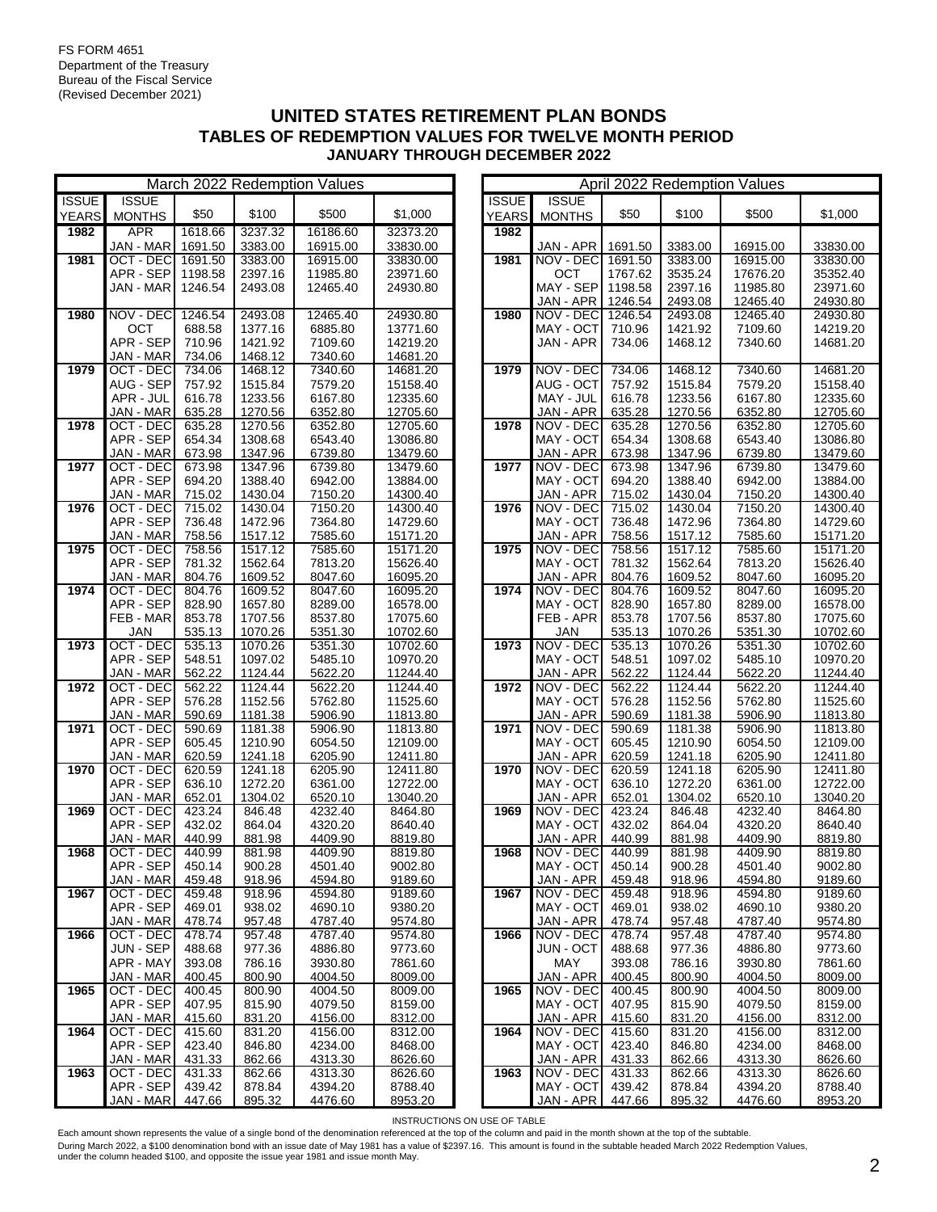FS FORM 4651
Department of the Treasury
Bureau of the Fiscal Service
(Revised December 2021)

# UNITED STATES RETIREMENT PLAN BONDS
## TABLES OF REDEMPTION VALUES FOR TWELVE MONTH PERIOD
### JANUARY THROUGH DECEMBER 2022

| March 2022 Redemption Values | | | | | |
|---|---|---|---|---|---|
| ISSUE YEARS | ISSUE MONTHS | $50 | $100 | $500 | $1,000 |
| 1982 | APR | 1618.66 | 3237.32 | 16186.60 | 32373.20 |
| | JAN - MAR | 1691.50 | 3383.00 | 16915.00 | 33830.00 |
| 1981 | OCT - DEC | 1691.50 | 3383.00 | 16915.00 | 33830.00 |
| | APR - SEP | 1198.58 | 2397.16 | 11985.80 | 23971.60 |
| | JAN - MAR | 1246.54 | 2493.08 | 12465.40 | 24930.80 |
| 1980 | NOV - DEC | 1246.54 | 2493.08 | 12465.40 | 24930.80 |
| | OCT | 688.58 | 1377.16 | 6885.80 | 13771.60 |
| | APR - SEP | 710.96 | 1421.92 | 7109.60 | 14219.20 |
| | JAN - MAR | 734.06 | 1468.12 | 7340.60 | 14681.20 |
| 1979 | OCT - DEC | 734.06 | 1468.12 | 7340.60 | 14681.20 |
| | AUG - SEP | 757.92 | 1515.84 | 7579.20 | 15158.40 |
| | APR - JUL | 616.78 | 1233.56 | 6167.80 | 12335.60 |
| | JAN - MAR | 635.28 | 1270.56 | 6352.80 | 12705.60 |
| 1978 | OCT - DEC | 635.28 | 1270.56 | 6352.80 | 12705.60 |
| | APR - SEP | 654.34 | 1308.68 | 6543.40 | 13086.80 |
| | JAN - MAR | 673.98 | 1347.96 | 6739.80 | 13479.60 |
| 1977 | OCT - DEC | 673.98 | 1347.96 | 6739.80 | 13479.60 |
| | APR - SEP | 694.20 | 1388.40 | 6942.00 | 13884.00 |
| | JAN - MAR | 715.02 | 1430.04 | 7150.20 | 14300.40 |
| 1976 | OCT - DEC | 715.02 | 1430.04 | 7150.20 | 14300.40 |
| | APR - SEP | 736.48 | 1472.96 | 7364.80 | 14729.60 |
| | JAN - MAR | 758.56 | 1517.12 | 7585.60 | 15171.20 |
| 1975 | OCT - DEC | 758.56 | 1517.12 | 7585.60 | 15171.20 |
| | APR - SEP | 781.32 | 1562.64 | 7813.20 | 15626.40 |
| | JAN - MAR | 804.76 | 1609.52 | 8047.60 | 16095.20 |
| 1974 | OCT - DEC | 804.76 | 1609.52 | 8047.60 | 16095.20 |
| | APR - SEP | 828.90 | 1657.80 | 8289.00 | 16578.00 |
| | FEB - MAR | 853.78 | 1707.56 | 8537.80 | 17075.60 |
| | JAN | 535.13 | 1070.26 | 5351.30 | 10702.60 |
| 1973 | OCT - DEC | 535.13 | 1070.26 | 5351.30 | 10702.60 |
| | APR - SEP | 548.51 | 1097.02 | 5485.10 | 10970.20 |
| | JAN - MAR | 562.22 | 1124.44 | 5622.20 | 11244.40 |
| 1972 | OCT - DEC | 562.22 | 1124.44 | 5622.20 | 11244.40 |
| | APR - SEP | 576.28 | 1152.56 | 5762.80 | 11525.60 |
| | JAN - MAR | 590.69 | 1181.38 | 5906.90 | 11813.80 |
| 1971 | OCT - DEC | 590.69 | 1181.38 | 5906.90 | 11813.80 |
| | APR - SEP | 605.45 | 1210.90 | 6054.50 | 12109.00 |
| | JAN - MAR | 620.59 | 1241.18 | 6205.90 | 12411.80 |
| 1970 | OCT - DEC | 620.59 | 1241.18 | 6205.90 | 12411.80 |
| | APR - SEP | 636.10 | 1272.20 | 6361.00 | 12722.00 |
| | JAN - MAR | 652.01 | 1304.02 | 6520.10 | 13040.20 |
| 1969 | OCT - DEC | 423.24 | 846.48 | 4232.40 | 8464.80 |
| | APR - SEP | 432.02 | 864.04 | 4320.20 | 8640.40 |
| | JAN - MAR | 440.99 | 881.98 | 4409.90 | 8819.80 |
| 1968 | OCT - DEC | 440.99 | 881.98 | 4409.90 | 8819.80 |
| | APR - SEP | 450.14 | 900.28 | 4501.40 | 9002.80 |
| | JAN - MAR | 459.48 | 918.96 | 4594.80 | 9189.60 |
| 1967 | OCT - DEC | 459.48 | 918.96 | 4594.80 | 9189.60 |
| | APR - SEP | 469.01 | 938.02 | 4690.10 | 9380.20 |
| | JAN - MAR | 478.74 | 957.48 | 4787.40 | 9574.80 |
| 1966 | OCT - DEC | 478.74 | 957.48 | 4787.40 | 9574.80 |
| | JUN - SEP | 488.68 | 977.36 | 4886.80 | 9773.60 |
| | APR - MAY | 393.08 | 786.16 | 3930.80 | 7861.60 |
| | JAN - MAR | 400.45 | 800.90 | 4004.50 | 8009.00 |
| 1965 | OCT - DEC | 400.45 | 800.90 | 4004.50 | 8009.00 |
| | APR - SEP | 407.95 | 815.90 | 4079.50 | 8159.00 |
| | JAN - MAR | 415.60 | 831.20 | 4156.00 | 8312.00 |
| 1964 | OCT - DEC | 415.60 | 831.20 | 4156.00 | 8312.00 |
| | APR - SEP | 423.40 | 846.80 | 4234.00 | 8468.00 |
| | JAN - MAR | 431.33 | 862.66 | 4313.30 | 8626.60 |
| 1963 | OCT - DEC | 431.33 | 862.66 | 4313.30 | 8626.60 |
| | APR - SEP | 439.42 | 878.84 | 4394.20 | 8788.40 |
| | JAN - MAR | 447.66 | 895.32 | 4476.60 | 8953.20 |

| April 2022 Redemption Values | | | | | |
|---|---|---|---|---|---|
| ISSUE YEARS | ISSUE MONTHS | $50 | $100 | $500 | $1,000 |
| 1982 | | | | | |
| | JAN - APR | 1691.50 | 3383.00 | 16915.00 | 33830.00 |
| 1981 | NOV - DEC | 1691.50 | 3383.00 | 16915.00 | 33830.00 |
| | OCT | 1767.62 | 3535.24 | 17676.20 | 35352.40 |
| | MAY - SEP | 1198.58 | 2397.16 | 11985.80 | 23971.60 |
| | JAN - APR | 1246.54 | 2493.08 | 12465.40 | 24930.80 |
| 1980 | NOV - DEC | 1246.54 | 2493.08 | 12465.40 | 24930.80 |
| | MAY - OCT | 710.96 | 1421.92 | 7109.60 | 14219.20 |
| | JAN - APR | 734.06 | 1468.12 | 7340.60 | 14681.20 |
| 1979 | NOV - DEC | 734.06 | 1468.12 | 7340.60 | 14681.20 |
| | AUG - OCT | 757.92 | 1515.84 | 7579.20 | 15158.40 |
| | MAY - JUL | 616.78 | 1233.56 | 6167.80 | 12335.60 |
| | JAN - APR | 635.28 | 1270.56 | 6352.80 | 12705.60 |
| 1978 | NOV - DEC | 635.28 | 1270.56 | 6352.80 | 12705.60 |
| | MAY - OCT | 654.34 | 1308.68 | 6543.40 | 13086.80 |
| | JAN - APR | 673.98 | 1347.96 | 6739.80 | 13479.60 |
| 1977 | NOV - DEC | 673.98 | 1347.96 | 6739.80 | 13479.60 |
| | MAY - OCT | 694.20 | 1388.40 | 6942.00 | 13884.00 |
| | JAN - APR | 715.02 | 1430.04 | 7150.20 | 14300.40 |
| 1976 | NOV - DEC | 715.02 | 1430.04 | 7150.20 | 14300.40 |
| | MAY - OCT | 736.48 | 1472.96 | 7364.80 | 14729.60 |
| | JAN - APR | 758.56 | 1517.12 | 7585.60 | 15171.20 |
| 1975 | NOV - DEC | 758.56 | 1517.12 | 7585.60 | 15171.20 |
| | MAY - OCT | 781.32 | 1562.64 | 7813.20 | 15626.40 |
| | JAN - APR | 804.76 | 1609.52 | 8047.60 | 16095.20 |
| 1974 | NOV - DEC | 804.76 | 1609.52 | 8047.60 | 16095.20 |
| | MAY - OCT | 828.90 | 1657.80 | 8289.00 | 16578.00 |
| | FEB - APR | 853.78 | 1707.56 | 8537.80 | 17075.60 |
| | JAN | 535.13 | 1070.26 | 5351.30 | 10702.60 |
| 1973 | NOV - DEC | 535.13 | 1070.26 | 5351.30 | 10702.60 |
| | MAY - OCT | 548.51 | 1097.02 | 5485.10 | 10970.20 |
| | JAN - APR | 562.22 | 1124.44 | 5622.20 | 11244.40 |
| 1972 | NOV - DEC | 562.22 | 1124.44 | 5622.20 | 11244.40 |
| | MAY - OCT | 576.28 | 1152.56 | 5762.80 | 11525.60 |
| | JAN - APR | 590.69 | 1181.38 | 5906.90 | 11813.80 |
| 1971 | NOV - DEC | 590.69 | 1181.38 | 5906.90 | 11813.80 |
| | MAY - OCT | 605.45 | 1210.90 | 6054.50 | 12109.00 |
| | JAN - APR | 620.59 | 1241.18 | 6205.90 | 12411.80 |
| 1970 | NOV - DEC | 620.59 | 1241.18 | 6205.90 | 12411.80 |
| | MAY - OCT | 636.10 | 1272.20 | 6361.00 | 12722.00 |
| | JAN - APR | 652.01 | 1304.02 | 6520.10 | 13040.20 |
| 1969 | NOV - DEC | 423.24 | 846.48 | 4232.40 | 8464.80 |
| | MAY - OCT | 432.02 | 864.04 | 4320.20 | 8640.40 |
| | JAN - APR | 440.99 | 881.98 | 4409.90 | 8819.80 |
| 1968 | NOV - DEC | 440.99 | 881.98 | 4409.90 | 8819.80 |
| | MAY - OCT | 450.14 | 900.28 | 4501.40 | 9002.80 |
| | JAN - APR | 459.48 | 918.96 | 4594.80 | 9189.60 |
| 1967 | NOV - DEC | 459.48 | 918.96 | 4594.80 | 9189.60 |
| | MAY - OCT | 469.01 | 938.02 | 4690.10 | 9380.20 |
| | JAN - APR | 478.74 | 957.48 | 4787.40 | 9574.80 |
| 1966 | NOV - DEC | 478.74 | 957.48 | 4787.40 | 9574.80 |
| | JUN - OCT | 488.68 | 977.36 | 4886.80 | 9773.60 |
| | MAY | 393.08 | 786.16 | 3930.80 | 7861.60 |
| | JAN - APR | 400.45 | 800.90 | 4004.50 | 8009.00 |
| 1965 | NOV - DEC | 400.45 | 800.90 | 4004.50 | 8009.00 |
| | MAY - OCT | 407.95 | 815.90 | 4079.50 | 8159.00 |
| | JAN - APR | 415.60 | 831.20 | 4156.00 | 8312.00 |
| 1964 | NOV - DEC | 415.60 | 831.20 | 4156.00 | 8312.00 |
| | MAY - OCT | 423.40 | 846.80 | 4234.00 | 8468.00 |
| | JAN - APR | 431.33 | 862.66 | 4313.30 | 8626.60 |
| 1963 | NOV - DEC | 431.33 | 862.66 | 4313.30 | 8626.60 |
| | MAY - OCT | 439.42 | 878.84 | 4394.20 | 8788.40 |
| | JAN - APR | 447.66 | 895.32 | 4476.60 | 8953.20 |

INSTRUCTIONS ON USE OF TABLE

Each amount shown represents the value of a single bond of the denomination referenced at the top of the column and paid in the month shown at the top of the subtable.

During March 2022, a $100 denomination bond with an issue date of May 1981 has a value of $2397.16. This amount is found in the subtable headed March 2022 Redemption Values, under the column headed $100, and opposite the issue year 1981 and issue month May.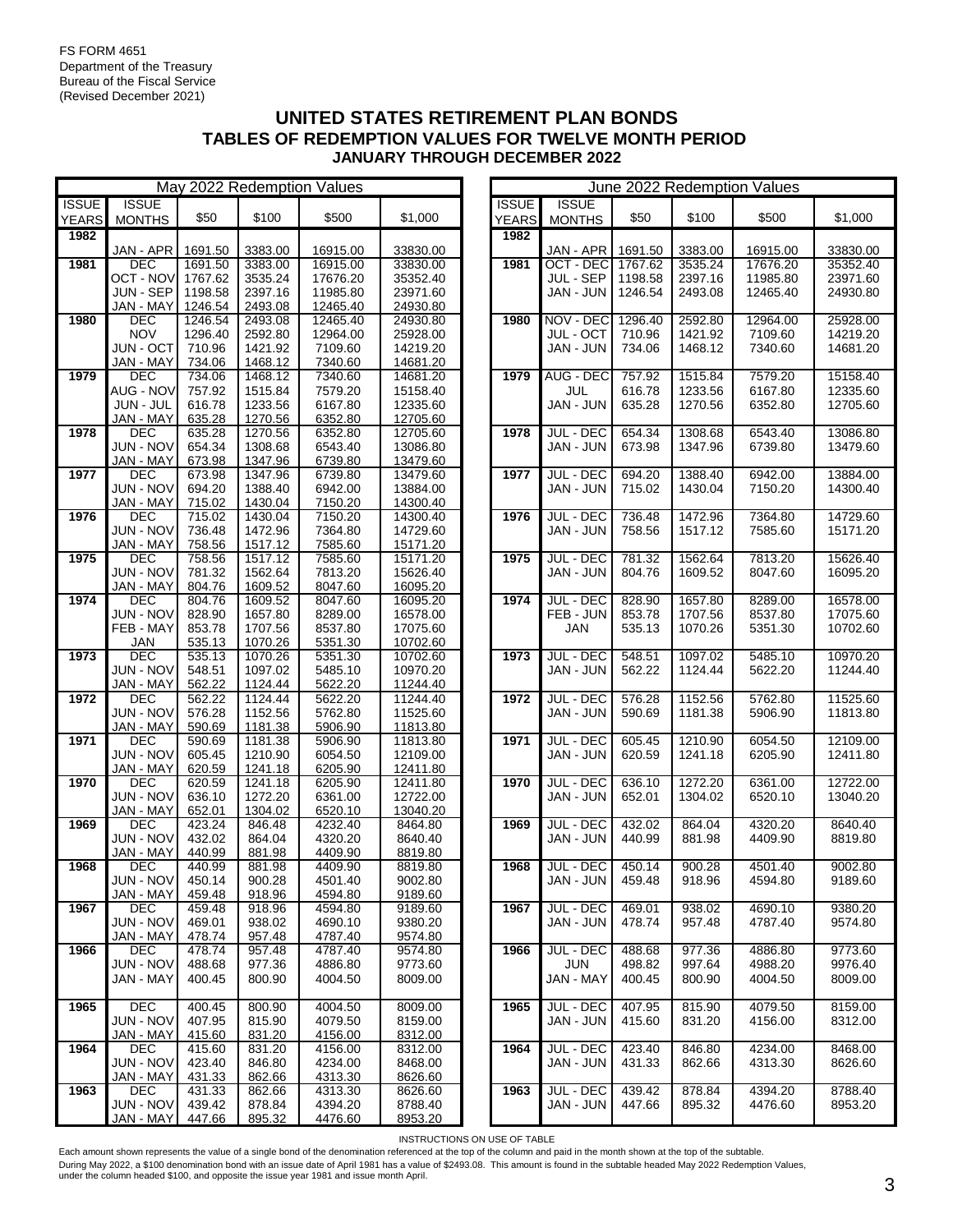FS FORM 4651
Department of the Treasury
Bureau of the Fiscal Service
(Revised December 2021)

# UNITED STATES RETIREMENT PLAN BONDS
## TABLES OF REDEMPTION VALUES FOR TWELVE MONTH PERIOD
### JANUARY THROUGH DECEMBER 2022

**May 2022 Redemption Values**

| ISSUE YEARS | ISSUE MONTHS | $50 | $100 | $500 | $1,000 |
|---|---|---|---|---|---|
| 1982 | | | | | |
| | JAN - APR | 1691.50 | 3383.00 | 16915.00 | 33830.00 |
| 1981 | DEC | 1691.50 | 3383.00 | 16915.00 | 33830.00 |
| | OCT - NOV | 1767.62 | 3535.24 | 17676.20 | 35352.40 |
| | JUN - SEP | 1198.58 | 2397.16 | 11985.80 | 23971.60 |
| | JAN - MAY | 1246.54 | 2493.08 | 12465.40 | 24930.80 |
| 1980 | DEC | 1246.54 | 2493.08 | 12465.40 | 24930.80 |
| | NOV | 1296.40 | 2592.80 | 12964.00 | 25928.00 |
| | JUN - OCT | 710.96 | 1421.92 | 7109.60 | 14219.20 |
| | JAN - MAY | 734.06 | 1468.12 | 7340.60 | 14681.20 |
| 1979 | DEC | 734.06 | 1468.12 | 7340.60 | 14681.20 |
| | AUG - NOV | 757.92 | 1515.84 | 7579.20 | 15158.40 |
| | JUN - JUL | 616.78 | 1233.56 | 6167.80 | 12335.60 |
| | JAN - MAY | 635.28 | 1270.56 | 6352.80 | 12705.60 |
| 1978 | DEC | 635.28 | 1270.56 | 6352.80 | 12705.60 |
| | JUN - NOV | 654.34 | 1308.68 | 6543.40 | 13086.80 |
| | JAN - MAY | 673.98 | 1347.96 | 6739.80 | 13479.60 |
| 1977 | DEC | 673.98 | 1347.96 | 6739.80 | 13479.60 |
| | JUN - NOV | 694.20 | 1388.40 | 6942.00 | 13884.00 |
| | JAN - MAY | 715.02 | 1430.04 | 7150.20 | 14300.40 |
| 1976 | DEC | 715.02 | 1430.04 | 7150.20 | 14300.40 |
| | JUN - NOV | 736.48 | 1472.96 | 7364.80 | 14729.60 |
| | JAN - MAY | 758.56 | 1517.12 | 7585.60 | 15171.20 |
| 1975 | DEC | 758.56 | 1517.12 | 7585.60 | 15171.20 |
| | JUN - NOV | 781.32 | 1562.64 | 7813.20 | 15626.40 |
| | JAN - MAY | 804.76 | 1609.52 | 8047.60 | 16095.20 |
| 1974 | DEC | 804.76 | 1609.52 | 8047.60 | 16095.20 |
| | JUN - NOV | 828.90 | 1657.80 | 8289.00 | 16578.00 |
| | FEB - MAY | 853.78 | 1707.56 | 8537.80 | 17075.60 |
| | JAN | 535.13 | 1070.26 | 5351.30 | 10702.60 |
| 1973 | DEC | 535.13 | 1070.26 | 5351.30 | 10702.60 |
| | JUN - NOV | 548.51 | 1097.02 | 5485.10 | 10970.20 |
| | JAN - MAY | 562.22 | 1124.44 | 5622.20 | 11244.40 |
| 1972 | DEC | 562.22 | 1124.44 | 5622.20 | 11244.40 |
| | JUN - NOV | 576.28 | 1152.56 | 5762.80 | 11525.60 |
| | JAN - MAY | 590.69 | 1181.38 | 5906.90 | 11813.80 |
| 1971 | DEC | 590.69 | 1181.38 | 5906.90 | 11813.80 |
| | JUN - NOV | 605.45 | 1210.90 | 6054.50 | 12109.00 |
| | JAN - MAY | 620.59 | 1241.18 | 6205.90 | 12411.80 |
| 1970 | DEC | 620.59 | 1241.18 | 6205.90 | 12411.80 |
| | JUN - NOV | 636.10 | 1272.20 | 6361.00 | 12722.00 |
| | JAN - MAY | 652.01 | 1304.02 | 6520.10 | 13040.20 |
| 1969 | DEC | 423.24 | 846.48 | 4232.40 | 8464.80 |
| | JUN - NOV | 432.02 | 864.04 | 4320.20 | 8640.40 |
| | JAN - MAY | 440.99 | 881.98 | 4409.90 | 8819.80 |
| 1968 | DEC | 440.99 | 881.98 | 4409.90 | 8819.80 |
| | JUN - NOV | 450.14 | 900.28 | 4501.40 | 9002.80 |
| | JAN - MAY | 459.48 | 918.96 | 4594.80 | 9189.60 |
| 1967 | DEC | 459.48 | 918.96 | 4594.80 | 9189.60 |
| | JUN - NOV | 469.01 | 938.02 | 4690.10 | 9380.20 |
| | JAN - MAY | 478.74 | 957.48 | 4787.40 | 9574.80 |
| 1966 | DEC | 478.74 | 957.48 | 4787.40 | 9574.80 |
| | JUN - NOV | 488.68 | 977.36 | 4886.80 | 9773.60 |
| | JAN - MAY | 400.45 | 800.90 | 4004.50 | 8009.00 |
| 1965 | DEC | 400.45 | 800.90 | 4004.50 | 8009.00 |
| | JUN - NOV | 407.95 | 815.90 | 4079.50 | 8159.00 |
| | JAN - MAY | 415.60 | 831.20 | 4156.00 | 8312.00 |
| 1964 | DEC | 415.60 | 831.20 | 4156.00 | 8312.00 |
| | JUN - NOV | 423.40 | 846.80 | 4234.00 | 8468.00 |
| | JAN - MAY | 431.33 | 862.66 | 4313.30 | 8626.60 |
| 1963 | DEC | 431.33 | 862.66 | 4313.30 | 8626.60 |
| | JUN - NOV | 439.42 | 878.84 | 4394.20 | 8788.40 |
| | JAN - MAY | 447.66 | 895.32 | 4476.60 | 8953.20 |

**June 2022 Redemption Values**

| ISSUE YEARS | ISSUE MONTHS | $50 | $100 | $500 | $1,000 |
|---|---|---|---|---|---|
| 1982 | | | | | |
| | JAN - APR | 1691.50 | 3383.00 | 16915.00 | 33830.00 |
| 1981 | OCT - DEC | 1767.62 | 3535.24 | 17676.20 | 35352.40 |
| | JUL - SEP | 1198.58 | 2397.16 | 11985.80 | 23971.60 |
| | JAN - JUN | 1246.54 | 2493.08 | 12465.40 | 24930.80 |
| 1980 | NOV - DEC | 1296.40 | 2592.80 | 12964.00 | 25928.00 |
| | JUL - OCT | 710.96 | 1421.92 | 7109.60 | 14219.20 |
| | JAN - JUN | 734.06 | 1468.12 | 7340.60 | 14681.20 |
| 1979 | AUG - DEC | 757.92 | 1515.84 | 7579.20 | 15158.40 |
| | JUL | 616.78 | 1233.56 | 6167.80 | 12335.60 |
| | JAN - JUN | 635.28 | 1270.56 | 6352.80 | 12705.60 |
| 1978 | JUL - DEC | 654.34 | 1308.68 | 6543.40 | 13086.80 |
| | JAN - JUN | 673.98 | 1347.96 | 6739.80 | 13479.60 |
| 1977 | JUL - DEC | 694.20 | 1388.40 | 6942.00 | 13884.00 |
| | JAN - JUN | 715.02 | 1430.04 | 7150.20 | 14300.40 |
| 1976 | JUL - DEC | 736.48 | 1472.96 | 7364.80 | 14729.60 |
| | JAN - JUN | 758.56 | 1517.12 | 7585.60 | 15171.20 |
| 1975 | JUL - DEC | 781.32 | 1562.64 | 7813.20 | 15626.40 |
| | JAN - JUN | 804.76 | 1609.52 | 8047.60 | 16095.20 |
| 1974 | JUL - DEC | 828.90 | 1657.80 | 8289.00 | 16578.00 |
| | FEB - JUN | 853.78 | 1707.56 | 8537.80 | 17075.60 |
| | JAN | 535.13 | 1070.26 | 5351.30 | 10702.60 |
| 1973 | JUL - DEC | 548.51 | 1097.02 | 5485.10 | 10970.20 |
| | JAN - JUN | 562.22 | 1124.44 | 5622.20 | 11244.40 |
| 1972 | JUL - DEC | 576.28 | 1152.56 | 5762.80 | 11525.60 |
| | JAN - JUN | 590.69 | 1181.38 | 5906.90 | 11813.80 |
| 1971 | JUL - DEC | 605.45 | 1210.90 | 6054.50 | 12109.00 |
| | JAN - JUN | 620.59 | 1241.18 | 6205.90 | 12411.80 |
| 1970 | JUL - DEC | 636.10 | 1272.20 | 6361.00 | 12722.00 |
| | JAN - JUN | 652.01 | 1304.02 | 6520.10 | 13040.20 |
| 1969 | JUL - DEC | 432.02 | 864.04 | 4320.20 | 8640.40 |
| | JAN - JUN | 440.99 | 881.98 | 4409.90 | 8819.80 |
| 1968 | JUL - DEC | 450.14 | 900.28 | 4501.40 | 9002.80 |
| | JAN - JUN | 459.48 | 918.96 | 4594.80 | 9189.60 |
| 1967 | JUL - DEC | 469.01 | 938.02 | 4690.10 | 9380.20 |
| | JAN - JUN | 478.74 | 957.48 | 4787.40 | 9574.80 |
| 1966 | JUL - DEC | 488.68 | 977.36 | 4886.80 | 9773.60 |
| | JUN | 498.82 | 997.64 | 4988.20 | 9976.40 |
| | JAN - MAY | 400.45 | 800.90 | 4004.50 | 8009.00 |
| 1965 | JUL - DEC | 407.95 | 815.90 | 4079.50 | 8159.00 |
| | JAN - JUN | 415.60 | 831.20 | 4156.00 | 8312.00 |
| 1964 | JUL - DEC | 423.40 | 846.80 | 4234.00 | 8468.00 |
| | JAN - JUN | 431.33 | 862.66 | 4313.30 | 8626.60 |
| 1963 | JUL - DEC | 439.42 | 878.84 | 4394.20 | 8788.40 |
| | JAN - JUN | 447.66 | 895.32 | 4476.60 | 8953.20 |

INSTRUCTIONS ON USE OF TABLE

Each amount shown represents the value of a single bond of the denomination referenced at the top of the column and paid in the month shown at the top of the subtable.
During May 2022, a $100 denomination bond with an issue date of April 1981 has a value of $2493.08. This amount is found in the subtable headed May 2022 Redemption Values, under the column headed $100, and opposite the issue year 1981 and issue month April.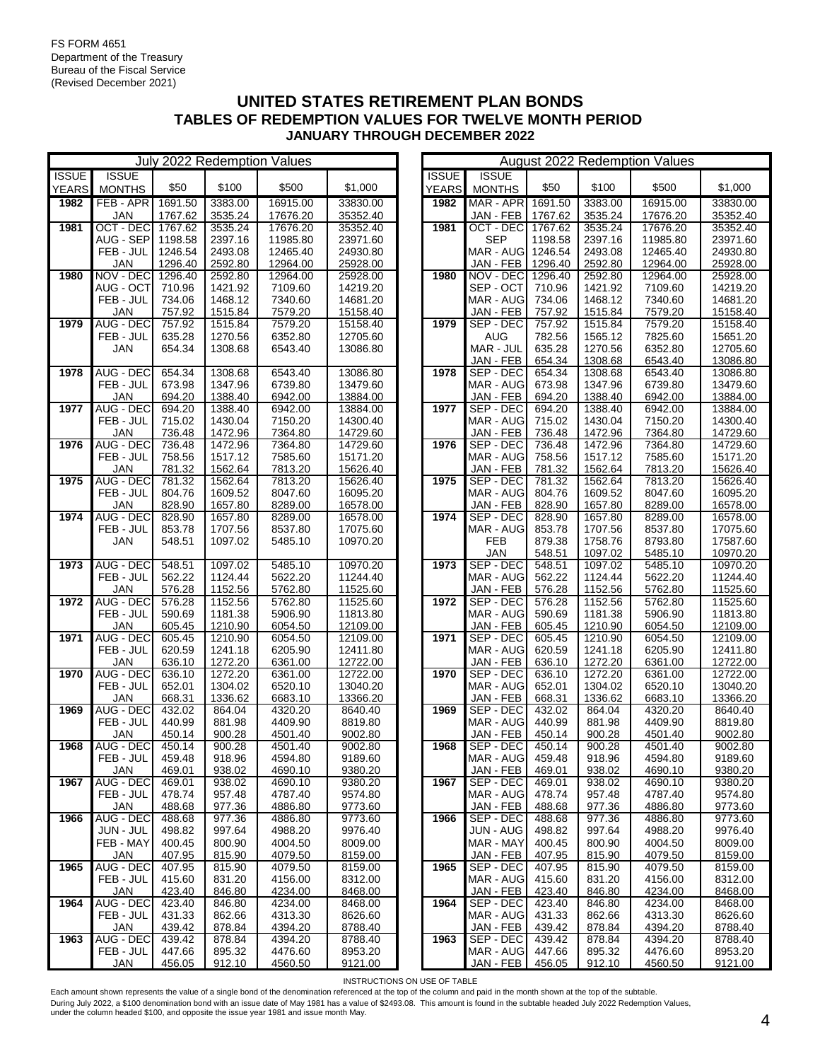FS FORM 4651
Department of the Treasury
Bureau of the Fiscal Service
(Revised December 2021)

# UNITED STATES RETIREMENT PLAN BONDS
## TABLES OF REDEMPTION VALUES FOR TWELVE MONTH PERIOD
### JANUARY THROUGH DECEMBER 2022

**July 2022 Redemption Values**

| ISSUE YEARS | ISSUE MONTHS | $50 | $100 | $500 | $1,000 |
|---|---|---|---|---|---|
| 1982 | FEB - APR | 1691.50 | 3383.00 | 16915.00 | 33830.00 |
| | JAN | 1767.62 | 3535.24 | 17676.20 | 35352.40 |
| 1981 | OCT - DEC | 1767.62 | 3535.24 | 17676.20 | 35352.40 |
| | AUG - SEP | 1198.58 | 2397.16 | 11985.80 | 23971.60 |
| | FEB - JUL | 1246.54 | 2493.08 | 12465.40 | 24930.80 |
| | JAN | 1296.40 | 2592.80 | 12964.00 | 25928.00 |
| 1980 | NOV - DEC | 1296.40 | 2592.80 | 12964.00 | 25928.00 |
| | AUG - OCT | 710.96 | 1421.92 | 7109.60 | 14219.20 |
| | FEB - JUL | 734.06 | 1468.12 | 7340.60 | 14681.20 |
| | JAN | 757.92 | 1515.84 | 7579.20 | 15158.40 |
| 1979 | AUG - DEC | 757.92 | 1515.84 | 7579.20 | 15158.40 |
| | FEB - JUL | 635.28 | 1270.56 | 6352.80 | 12705.60 |
| | JAN | 654.34 | 1308.68 | 6543.40 | 13086.80 |
| 1978 | AUG - DEC | 654.34 | 1308.68 | 6543.40 | 13086.80 |
| | FEB - JUL | 673.98 | 1347.96 | 6739.80 | 13479.60 |
| | JAN | 694.20 | 1388.40 | 6942.00 | 13884.00 |
| 1977 | AUG - DEC | 694.20 | 1388.40 | 6942.00 | 13884.00 |
| | FEB - JUL | 715.02 | 1430.04 | 7150.20 | 14300.40 |
| | JAN | 736.48 | 1472.96 | 7364.80 | 14729.60 |
| 1976 | AUG - DEC | 736.48 | 1472.96 | 7364.80 | 14729.60 |
| | FEB - JUL | 758.56 | 1517.12 | 7585.60 | 15171.20 |
| | JAN | 781.32 | 1562.64 | 7813.20 | 15626.40 |
| 1975 | AUG - DEC | 781.32 | 1562.64 | 7813.20 | 15626.40 |
| | FEB - JUL | 804.76 | 1609.52 | 8047.60 | 16095.20 |
| | JAN | 828.90 | 1657.80 | 8289.00 | 16578.00 |
| 1974 | AUG - DEC | 828.90 | 1657.80 | 8289.00 | 16578.00 |
| | FEB - JUL | 853.78 | 1707.56 | 8537.80 | 17075.60 |
| | JAN | 548.51 | 1097.02 | 5485.10 | 10970.20 |
| 1973 | AUG - DEC | 548.51 | 1097.02 | 5485.10 | 10970.20 |
| | FEB - JUL | 562.22 | 1124.44 | 5622.20 | 11244.40 |
| | JAN | 576.28 | 1152.56 | 5762.80 | 11525.60 |
| 1972 | AUG - DEC | 576.28 | 1152.56 | 5762.80 | 11525.60 |
| | FEB - JUL | 590.69 | 1181.38 | 5906.90 | 11813.80 |
| | JAN | 605.45 | 1210.90 | 6054.50 | 12109.00 |
| 1971 | AUG - DEC | 605.45 | 1210.90 | 6054.50 | 12109.00 |
| | FEB - JUL | 620.59 | 1241.18 | 6205.90 | 12411.80 |
| | JAN | 636.10 | 1272.20 | 6361.00 | 12722.00 |
| 1970 | AUG - DEC | 636.10 | 1272.20 | 6361.00 | 12722.00 |
| | FEB - JUL | 652.01 | 1304.02 | 6520.10 | 13040.20 |
| | JAN | 668.31 | 1336.62 | 6683.10 | 13366.20 |
| 1969 | AUG - DEC | 432.02 | 864.04 | 4320.20 | 8640.40 |
| | FEB - JUL | 440.99 | 881.98 | 4409.90 | 8819.80 |
| | JAN | 450.14 | 900.28 | 4501.40 | 9002.80 |
| 1968 | AUG - DEC | 450.14 | 900.28 | 4501.40 | 9002.80 |
| | FEB - JUL | 459.48 | 918.96 | 4594.80 | 9189.60 |
| | JAN | 469.01 | 938.02 | 4690.10 | 9380.20 |
| 1967 | AUG - DEC | 469.01 | 938.02 | 4690.10 | 9380.20 |
| | FEB - JUL | 478.74 | 957.48 | 4787.40 | 9574.80 |
| | JAN | 488.68 | 977.36 | 4886.80 | 9773.60 |
| 1966 | AUG - DEC | 488.68 | 977.36 | 4886.80 | 9773.60 |
| | JUN - JUL | 498.82 | 997.64 | 4988.20 | 9976.40 |
| | FEB - MAY | 400.45 | 800.90 | 4004.50 | 8009.00 |
| | JAN | 407.95 | 815.90 | 4079.50 | 8159.00 |
| 1965 | AUG - DEC | 407.95 | 815.90 | 4079.50 | 8159.00 |
| | FEB - JUL | 415.60 | 831.20 | 4156.00 | 8312.00 |
| | JAN | 423.40 | 846.80 | 4234.00 | 8468.00 |
| 1964 | AUG - DEC | 423.40 | 846.80 | 4234.00 | 8468.00 |
| | FEB - JUL | 431.33 | 862.66 | 4313.30 | 8626.60 |
| | JAN | 439.42 | 878.84 | 4394.20 | 8788.40 |
| 1963 | AUG - DEC | 439.42 | 878.84 | 4394.20 | 8788.40 |
| | FEB - JUL | 447.66 | 895.32 | 4476.60 | 8953.20 |
| | JAN | 456.05 | 912.10 | 4560.50 | 9121.00 |

**August 2022 Redemption Values**

| ISSUE YEARS | ISSUE MONTHS | $50 | $100 | $500 | $1,000 |
|---|---|---|---|---|---|
| 1982 | MAR - APR | 1691.50 | 3383.00 | 16915.00 | 33830.00 |
| | JAN - FEB | 1767.62 | 3535.24 | 17676.20 | 35352.40 |
| 1981 | OCT - DEC | 1767.62 | 3535.24 | 17676.20 | 35352.40 |
| | SEP | 1198.58 | 2397.16 | 11985.80 | 23971.60 |
| | MAR - AUG | 1246.54 | 2493.08 | 12465.40 | 24930.80 |
| | JAN - FEB | 1296.40 | 2592.80 | 12964.00 | 25928.00 |
| 1980 | NOV - DEC | 1296.40 | 2592.80 | 12964.00 | 25928.00 |
| | SEP - OCT | 710.96 | 1421.92 | 7109.60 | 14219.20 |
| | MAR - AUG | 734.06 | 1468.12 | 7340.60 | 14681.20 |
| | JAN - FEB | 757.92 | 1515.84 | 7579.20 | 15158.40 |
| 1979 | SEP - DEC | 757.92 | 1515.84 | 7579.20 | 15158.40 |
| | AUG | 782.56 | 1565.12 | 7825.60 | 15651.20 |
| | MAR - JUL | 635.28 | 1270.56 | 6352.80 | 12705.60 |
| | JAN - FEB | 654.34 | 1308.68 | 6543.40 | 13086.80 |
| 1978 | SEP - DEC | 654.34 | 1308.68 | 6543.40 | 13086.80 |
| | MAR - AUG | 673.98 | 1347.96 | 6739.80 | 13479.60 |
| | JAN - FEB | 694.20 | 1388.40 | 6942.00 | 13884.00 |
| 1977 | SEP - DEC | 694.20 | 1388.40 | 6942.00 | 13884.00 |
| | MAR - AUG | 715.02 | 1430.04 | 7150.20 | 14300.40 |
| | JAN - FEB | 736.48 | 1472.96 | 7364.80 | 14729.60 |
| 1976 | SEP - DEC | 736.48 | 1472.96 | 7364.80 | 14729.60 |
| | MAR - AUG | 758.56 | 1517.12 | 7585.60 | 15171.20 |
| | JAN - FEB | 781.32 | 1562.64 | 7813.20 | 15626.40 |
| 1975 | SEP - DEC | 781.32 | 1562.64 | 7813.20 | 15626.40 |
| | MAR - AUG | 804.76 | 1609.52 | 8047.60 | 16095.20 |
| | JAN - FEB | 828.90 | 1657.80 | 8289.00 | 16578.00 |
| 1974 | SEP - DEC | 828.90 | 1657.80 | 8289.00 | 16578.00 |
| | MAR - AUG | 853.78 | 1707.56 | 8537.80 | 17075.60 |
| | FEB | 879.38 | 1758.76 | 8793.80 | 17587.60 |
| | JAN | 548.51 | 1097.02 | 5485.10 | 10970.20 |
| 1973 | SEP - DEC | 548.51 | 1097.02 | 5485.10 | 10970.20 |
| | MAR - AUG | 562.22 | 1124.44 | 5622.20 | 11244.40 |
| | JAN - FEB | 576.28 | 1152.56 | 5762.80 | 11525.60 |
| 1972 | SEP - DEC | 576.28 | 1152.56 | 5762.80 | 11525.60 |
| | MAR - AUG | 590.69 | 1181.38 | 5906.90 | 11813.80 |
| | JAN - FEB | 605.45 | 1210.90 | 6054.50 | 12109.00 |
| 1971 | SEP - DEC | 605.45 | 1210.90 | 6054.50 | 12109.00 |
| | MAR - AUG | 620.59 | 1241.18 | 6205.90 | 12411.80 |
| | JAN - FEB | 636.10 | 1272.20 | 6361.00 | 12722.00 |
| 1970 | SEP - DEC | 636.10 | 1272.20 | 6361.00 | 12722.00 |
| | MAR - AUG | 652.01 | 1304.02 | 6520.10 | 13040.20 |
| | JAN - FEB | 668.31 | 1336.62 | 6683.10 | 13366.20 |
| 1969 | SEP - DEC | 432.02 | 864.04 | 4320.20 | 8640.40 |
| | MAR - AUG | 440.99 | 881.98 | 4409.90 | 8819.80 |
| | JAN - FEB | 450.14 | 900.28 | 4501.40 | 9002.80 |
| 1968 | SEP - DEC | 450.14 | 900.28 | 4501.40 | 9002.80 |
| | MAR - AUG | 459.48 | 918.96 | 4594.80 | 9189.60 |
| | JAN - FEB | 469.01 | 938.02 | 4690.10 | 9380.20 |
| 1967 | SEP - DEC | 469.01 | 938.02 | 4690.10 | 9380.20 |
| | MAR - AUG | 478.74 | 957.48 | 4787.40 | 9574.80 |
| | JAN - FEB | 488.68 | 977.36 | 4886.80 | 9773.60 |
| 1966 | SEP - DEC | 488.68 | 977.36 | 4886.80 | 9773.60 |
| | JUN - AUG | 498.82 | 997.64 | 4988.20 | 9976.40 |
| | MAR - MAY | 400.45 | 800.90 | 4004.50 | 8009.00 |
| | JAN - FEB | 407.95 | 815.90 | 4079.50 | 8159.00 |
| 1965 | SEP - DEC | 407.95 | 815.90 | 4079.50 | 8159.00 |
| | MAR - AUG | 415.60 | 831.20 | 4156.00 | 8312.00 |
| | JAN - FEB | 423.40 | 846.80 | 4234.00 | 8468.00 |
| 1964 | SEP - DEC | 423.40 | 846.80 | 4234.00 | 8468.00 |
| | MAR - AUG | 431.33 | 862.66 | 4313.30 | 8626.60 |
| | JAN - FEB | 439.42 | 878.84 | 4394.20 | 8788.40 |
| 1963 | SEP - DEC | 439.42 | 878.84 | 4394.20 | 8788.40 |
| | MAR - AUG | 447.66 | 895.32 | 4476.60 | 8953.20 |
| | JAN - FEB | 456.05 | 912.10 | 4560.50 | 9121.00 |

INSTRUCTIONS ON USE OF TABLE

Each amount shown represents the value of a single bond of the denomination referenced at the top of the column and paid in the month shown at the top of the subtable.
During July 2022, a $100 denomination bond with an issue date of May 1981 has a value of $2493.08. This amount is found in the subtable headed July 2022 Redemption Values, under the column headed $100, and opposite the issue year 1981 and issue month May.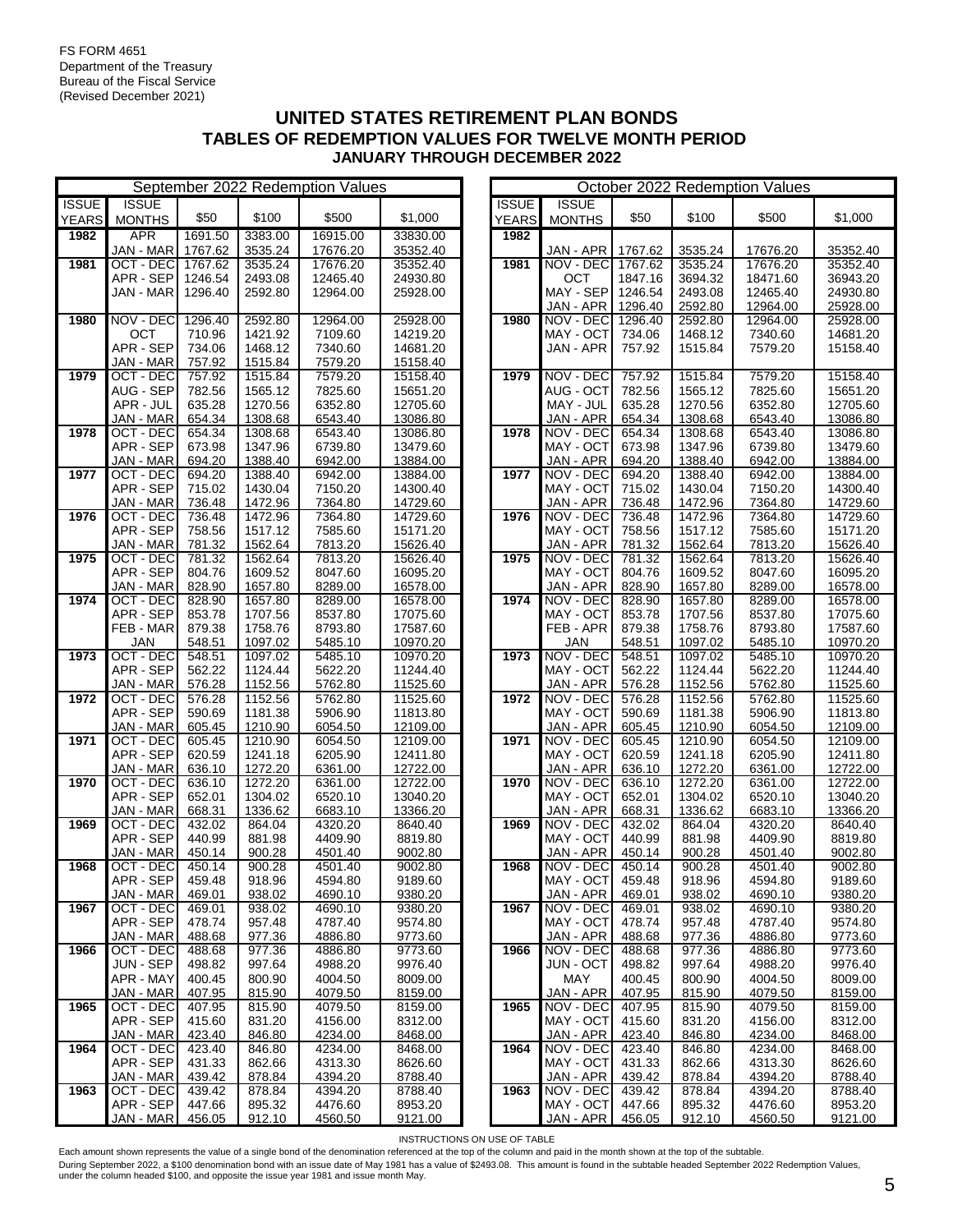FS FORM 4651
Department of the Treasury
Bureau of the Fiscal Service
(Revised December 2021)

# UNITED STATES RETIREMENT PLAN BONDS
## TABLES OF REDEMPTION VALUES FOR TWELVE MONTH PERIOD
### JANUARY THROUGH DECEMBER 2022

**September 2022 Redemption Values**

| ISSUE YEARS | ISSUE MONTHS | $50 | $100 | $500 | $1,000 |
|---|---|---|---|---|---|
| 1982 | APR | 1691.50 | 3383.00 | 16915.00 | 33830.00 |
| | JAN - MAR | 1767.62 | 3535.24 | 17676.20 | 35352.40 |
| 1981 | OCT - DEC | 1767.62 | 3535.24 | 17676.20 | 35352.40 |
| | APR - SEP | 1246.54 | 2493.08 | 12465.40 | 24930.80 |
| | JAN - MAR | 1296.40 | 2592.80 | 12964.00 | 25928.00 |
| 1980 | NOV - DEC | 1296.40 | 2592.80 | 12964.00 | 25928.00 |
| | OCT | 710.96 | 1421.92 | 7109.60 | 14219.20 |
| | APR - SEP | 734.06 | 1468.12 | 7340.60 | 14681.20 |
| | JAN - MAR | 757.92 | 1515.84 | 7579.20 | 15158.40 |
| 1979 | OCT - DEC | 757.92 | 1515.84 | 7579.20 | 15158.40 |
| | AUG - SEP | 782.56 | 1565.12 | 7825.60 | 15651.20 |
| | APR - JUL | 635.28 | 1270.56 | 6352.80 | 12705.60 |
| | JAN - MAR | 654.34 | 1308.68 | 6543.40 | 13086.80 |
| 1978 | OCT - DEC | 654.34 | 1308.68 | 6543.40 | 13086.80 |
| | APR - SEP | 673.98 | 1347.96 | 6739.80 | 13479.60 |
| | JAN - MAR | 694.20 | 1388.40 | 6942.00 | 13884.00 |
| 1977 | OCT - DEC | 694.20 | 1388.40 | 6942.00 | 13884.00 |
| | APR - SEP | 715.02 | 1430.04 | 7150.20 | 14300.40 |
| | JAN - MAR | 736.48 | 1472.96 | 7364.80 | 14729.60 |
| 1976 | OCT - DEC | 736.48 | 1472.96 | 7364.80 | 14729.60 |
| | APR - SEP | 758.56 | 1517.12 | 7585.60 | 15171.20 |
| | JAN - MAR | 781.32 | 1562.64 | 7813.20 | 15626.40 |
| 1975 | OCT - DEC | 781.32 | 1562.64 | 7813.20 | 15626.40 |
| | APR - SEP | 804.76 | 1609.52 | 8047.60 | 16095.20 |
| | JAN - MAR | 828.90 | 1657.80 | 8289.00 | 16578.00 |
| 1974 | OCT - DEC | 828.90 | 1657.80 | 8289.00 | 16578.00 |
| | APR - SEP | 853.78 | 1707.56 | 8537.80 | 17075.60 |
| | FEB - MAR | 879.38 | 1758.76 | 8793.80 | 17587.60 |
| | JAN | 548.51 | 1097.02 | 5485.10 | 10970.20 |
| 1973 | OCT - DEC | 548.51 | 1097.02 | 5485.10 | 10970.20 |
| | APR - SEP | 562.22 | 1124.44 | 5622.20 | 11244.40 |
| | JAN - MAR | 576.28 | 1152.56 | 5762.80 | 11525.60 |
| 1972 | OCT - DEC | 576.28 | 1152.56 | 5762.80 | 11525.60 |
| | APR - SEP | 590.69 | 1181.38 | 5906.90 | 11813.80 |
| | JAN - MAR | 605.45 | 1210.90 | 6054.50 | 12109.00 |
| 1971 | OCT - DEC | 605.45 | 1210.90 | 6054.50 | 12109.00 |
| | APR - SEP | 620.59 | 1241.18 | 6205.90 | 12411.80 |
| | JAN - MAR | 636.10 | 1272.20 | 6361.00 | 12722.00 |
| 1970 | OCT - DEC | 636.10 | 1272.20 | 6361.00 | 12722.00 |
| | APR - SEP | 652.01 | 1304.02 | 6520.10 | 13040.20 |
| | JAN - MAR | 668.31 | 1336.62 | 6683.10 | 13366.20 |
| 1969 | OCT - DEC | 432.02 | 864.04 | 4320.20 | 8640.40 |
| | APR - SEP | 440.99 | 881.98 | 4409.90 | 8819.80 |
| | JAN - MAR | 450.14 | 900.28 | 4501.40 | 9002.80 |
| 1968 | OCT - DEC | 450.14 | 900.28 | 4501.40 | 9002.80 |
| | APR - SEP | 459.48 | 918.96 | 4594.80 | 9189.60 |
| | JAN - MAR | 469.01 | 938.02 | 4690.10 | 9380.20 |
| 1967 | OCT - DEC | 469.01 | 938.02 | 4690.10 | 9380.20 |
| | APR - SEP | 478.74 | 957.48 | 4787.40 | 9574.80 |
| | JAN - MAR | 488.68 | 977.36 | 4886.80 | 9773.60 |
| 1966 | OCT - DEC | 488.68 | 977.36 | 4886.80 | 9773.60 |
| | JUN - SEP | 498.82 | 997.64 | 4988.20 | 9976.40 |
| | APR - MAY | 400.45 | 800.90 | 4004.50 | 8009.00 |
| | JAN - MAR | 407.95 | 815.90 | 4079.50 | 8159.00 |
| 1965 | OCT - DEC | 407.95 | 815.90 | 4079.50 | 8159.00 |
| | APR - SEP | 415.60 | 831.20 | 4156.00 | 8312.00 |
| | JAN - MAR | 423.40 | 846.80 | 4234.00 | 8468.00 |
| 1964 | OCT - DEC | 423.40 | 846.80 | 4234.00 | 8468.00 |
| | APR - SEP | 431.33 | 862.66 | 4313.30 | 8626.60 |
| | JAN - MAR | 439.42 | 878.84 | 4394.20 | 8788.40 |
| 1963 | OCT - DEC | 439.42 | 878.84 | 4394.20 | 8788.40 |
| | APR - SEP | 447.66 | 895.32 | 4476.60 | 8953.20 |
| | JAN - MAR | 456.05 | 912.10 | 4560.50 | 9121.00 |

**October 2022 Redemption Values**

| ISSUE YEARS | ISSUE MONTHS | $50 | $100 | $500 | $1,000 |
|---|---|---|---|---|---|
| 1982 | | | | | |
| | JAN - APR | 1767.62 | 3535.24 | 17676.20 | 35352.40 |
| 1981 | NOV - DEC | 1767.62 | 3535.24 | 17676.20 | 35352.40 |
| | OCT | 1847.16 | 3694.32 | 18471.60 | 36943.20 |
| | MAY - SEP | 1246.54 | 2493.08 | 12465.40 | 24930.80 |
| | JAN - APR | 1296.40 | 2592.80 | 12964.00 | 25928.00 |
| 1980 | NOV - DEC | 1296.40 | 2592.80 | 12964.00 | 25928.00 |
| | MAY - OCT | 734.06 | 1468.12 | 7340.60 | 14681.20 |
| | JAN - APR | 757.92 | 1515.84 | 7579.20 | 15158.40 |
| 1979 | NOV - DEC | 757.92 | 1515.84 | 7579.20 | 15158.40 |
| | AUG - OCT | 782.56 | 1565.12 | 7825.60 | 15651.20 |
| | MAY - JUL | 635.28 | 1270.56 | 6352.80 | 12705.60 |
| | JAN - APR | 654.34 | 1308.68 | 6543.40 | 13086.80 |
| 1978 | NOV - DEC | 654.34 | 1308.68 | 6543.40 | 13086.80 |
| | MAY - OCT | 673.98 | 1347.96 | 6739.80 | 13479.60 |
| | JAN - APR | 694.20 | 1388.40 | 6942.00 | 13884.00 |
| 1977 | NOV - DEC | 694.20 | 1388.40 | 6942.00 | 13884.00 |
| | MAY - OCT | 715.02 | 1430.04 | 7150.20 | 14300.40 |
| | JAN - APR | 736.48 | 1472.96 | 7364.80 | 14729.60 |
| 1976 | NOV - DEC | 736.48 | 1472.96 | 7364.80 | 14729.60 |
| | MAY - OCT | 758.56 | 1517.12 | 7585.60 | 15171.20 |
| | JAN - APR | 781.32 | 1562.64 | 7813.20 | 15626.40 |
| 1975 | NOV - DEC | 781.32 | 1562.64 | 7813.20 | 15626.40 |
| | MAY - OCT | 804.76 | 1609.52 | 8047.60 | 16095.20 |
| | JAN - APR | 828.90 | 1657.80 | 8289.00 | 16578.00 |
| 1974 | NOV - DEC | 828.90 | 1657.80 | 8289.00 | 16578.00 |
| | MAY - OCT | 853.78 | 1707.56 | 8537.80 | 17075.60 |
| | FEB - APR | 879.38 | 1758.76 | 8793.80 | 17587.60 |
| | JAN | 548.51 | 1097.02 | 5485.10 | 10970.20 |
| 1973 | NOV - DEC | 548.51 | 1097.02 | 5485.10 | 10970.20 |
| | MAY - OCT | 562.22 | 1124.44 | 5622.20 | 11244.40 |
| | JAN - APR | 576.28 | 1152.56 | 5762.80 | 11525.60 |
| 1972 | NOV - DEC | 576.28 | 1152.56 | 5762.80 | 11525.60 |
| | MAY - OCT | 590.69 | 1181.38 | 5906.90 | 11813.80 |
| | JAN - APR | 605.45 | 1210.90 | 6054.50 | 12109.00 |
| 1971 | NOV - DEC | 605.45 | 1210.90 | 6054.50 | 12109.00 |
| | MAY - OCT | 620.59 | 1241.18 | 6205.90 | 12411.80 |
| | JAN - APR | 636.10 | 1272.20 | 6361.00 | 12722.00 |
| 1970 | NOV - DEC | 636.10 | 1272.20 | 6361.00 | 12722.00 |
| | MAY - OCT | 652.01 | 1304.02 | 6520.10 | 13040.20 |
| | JAN - APR | 668.31 | 1336.62 | 6683.10 | 13366.20 |
| 1969 | NOV - DEC | 432.02 | 864.04 | 4320.20 | 8640.40 |
| | MAY - OCT | 440.99 | 881.98 | 4409.90 | 8819.80 |
| | JAN - APR | 450.14 | 900.28 | 4501.40 | 9002.80 |
| 1968 | NOV - DEC | 450.14 | 900.28 | 4501.40 | 9002.80 |
| | MAY - OCT | 459.48 | 918.96 | 4594.80 | 9189.60 |
| | JAN - APR | 469.01 | 938.02 | 4690.10 | 9380.20 |
| 1967 | NOV - DEC | 469.01 | 938.02 | 4690.10 | 9380.20 |
| | MAY - OCT | 478.74 | 957.48 | 4787.40 | 9574.80 |
| | JAN - APR | 488.68 | 977.36 | 4886.80 | 9773.60 |
| 1966 | NOV - DEC | 488.68 | 977.36 | 4886.80 | 9773.60 |
| | JUN - OCT | 498.82 | 997.64 | 4988.20 | 9976.40 |
| | MAY | 400.45 | 800.90 | 4004.50 | 8009.00 |
| | JAN - APR | 407.95 | 815.90 | 4079.50 | 8159.00 |
| 1965 | NOV - DEC | 407.95 | 815.90 | 4079.50 | 8159.00 |
| | MAY - OCT | 415.60 | 831.20 | 4156.00 | 8312.00 |
| | JAN - APR | 423.40 | 846.80 | 4234.00 | 8468.00 |
| 1964 | NOV - DEC | 423.40 | 846.80 | 4234.00 | 8468.00 |
| | MAY - OCT | 431.33 | 862.66 | 4313.30 | 8626.60 |
| | JAN - APR | 439.42 | 878.84 | 4394.20 | 8788.40 |
| 1963 | NOV - DEC | 439.42 | 878.84 | 4394.20 | 8788.40 |
| | MAY - OCT | 447.66 | 895.32 | 4476.60 | 8953.20 |
| | JAN - APR | 456.05 | 912.10 | 4560.50 | 9121.00 |

INSTRUCTIONS ON USE OF TABLE

Each amount shown represents the value of a single bond of the denomination referenced at the top of the column and paid in the month shown at the top of the subtable.

During September 2022, a $100 denomination bond with an issue date of May 1981 has a value of $2493.08. This amount is found in the subtable headed September 2022 Redemption Values, under the column headed $100, and opposite the issue year 1981 and issue month May.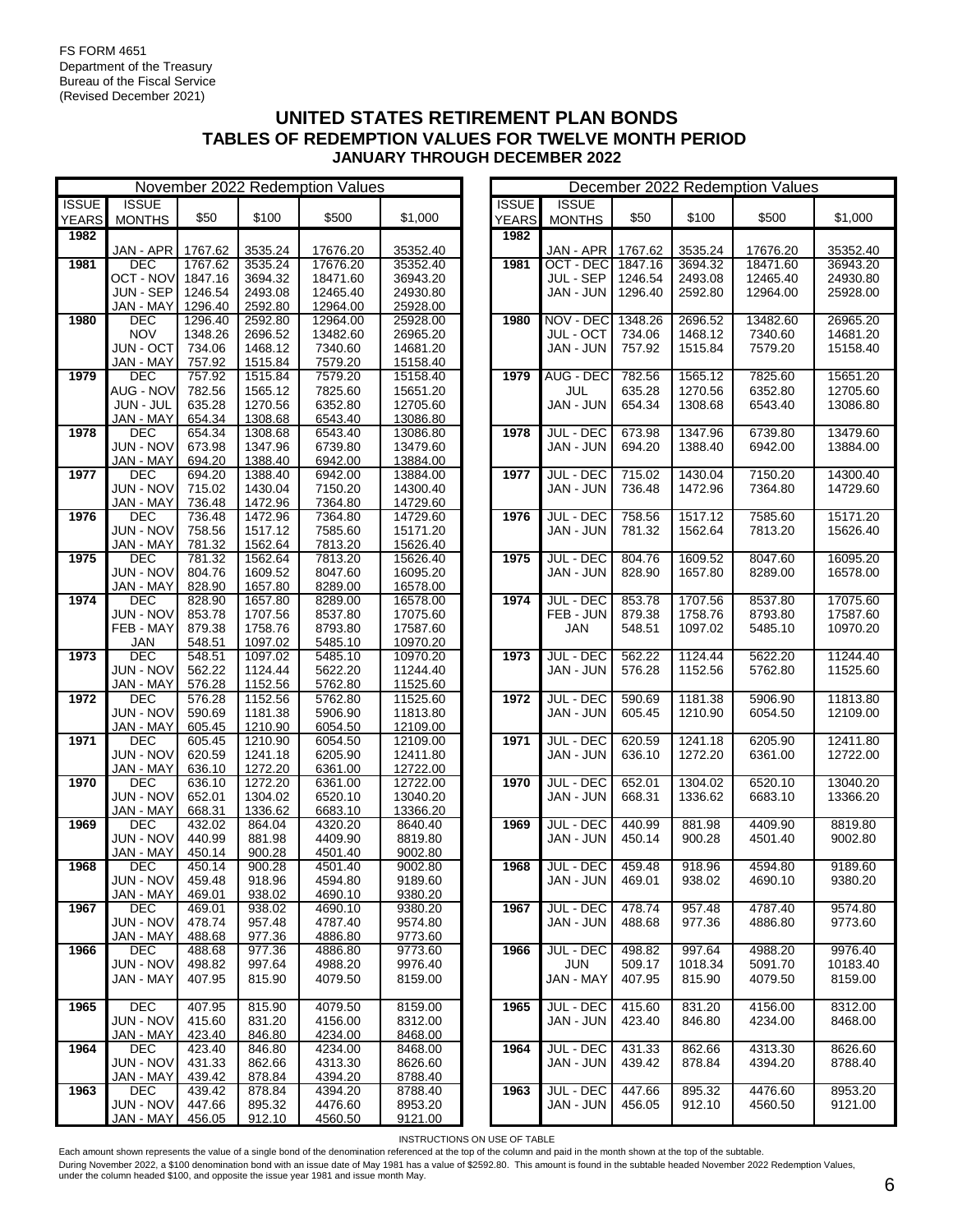FS FORM 4651
Department of the Treasury
Bureau of the Fiscal Service
(Revised December 2021)

# UNITED STATES RETIREMENT PLAN BONDS
## TABLES OF REDEMPTION VALUES FOR TWELVE MONTH PERIOD
### JANUARY THROUGH DECEMBER 2022

**November 2022 Redemption Values**

| ISSUE YEARS | ISSUE MONTHS | $50 | $100 | $500 | $1,000 |
|---|---|---|---|---|---|
| 1982 | JAN - APR | 1767.62 | 3535.24 | 17676.20 | 35352.40 |
| 1981 | DEC | 1767.62 | 3535.24 | 17676.20 | 35352.40 |
| | OCT - NOV | 1847.16 | 3694.32 | 18471.60 | 36943.20 |
| | JUN - SEP | 1246.54 | 2493.08 | 12465.40 | 24930.80 |
| | JAN - MAY | 1296.40 | 2592.80 | 12964.00 | 25928.00 |
| 1980 | DEC | 1296.40 | 2592.80 | 12964.00 | 25928.00 |
| | NOV | 1348.26 | 2696.52 | 13482.60 | 26965.20 |
| | JUN - OCT | 734.06 | 1468.12 | 7340.60 | 14681.20 |
| | JAN - MAY | 757.92 | 1515.84 | 7579.20 | 15158.40 |
| 1979 | DEC | 757.92 | 1515.84 | 7579.20 | 15158.40 |
| | AUG - NOV | 782.56 | 1565.12 | 7825.60 | 15651.20 |
| | JUN - JUL | 635.28 | 1270.56 | 6352.80 | 12705.60 |
| | JAN - MAY | 654.34 | 1308.68 | 6543.40 | 13086.80 |
| 1978 | DEC | 654.34 | 1308.68 | 6543.40 | 13086.80 |
| | JUN - NOV | 673.98 | 1347.96 | 6739.80 | 13479.60 |
| | JAN - MAY | 694.20 | 1388.40 | 6942.00 | 13884.00 |
| 1977 | DEC | 694.20 | 1388.40 | 6942.00 | 13884.00 |
| | JUN - NOV | 715.02 | 1430.04 | 7150.20 | 14300.40 |
| | JAN - MAY | 736.48 | 1472.96 | 7364.80 | 14729.60 |
| 1976 | DEC | 736.48 | 1472.96 | 7364.80 | 14729.60 |
| | JUN - NOV | 758.56 | 1517.12 | 7585.60 | 15171.20 |
| | JAN - MAY | 781.32 | 1562.64 | 7813.20 | 15626.40 |
| 1975 | DEC | 781.32 | 1562.64 | 7813.20 | 15626.40 |
| | JUN - NOV | 804.76 | 1609.52 | 8047.60 | 16095.20 |
| | JAN - MAY | 828.90 | 1657.80 | 8289.00 | 16578.00 |
| 1974 | DEC | 828.90 | 1657.80 | 8289.00 | 16578.00 |
| | JUN - NOV | 853.78 | 1707.56 | 8537.80 | 17075.60 |
| | FEB - MAY | 879.38 | 1758.76 | 8793.80 | 17587.60 |
| | JAN | 548.51 | 1097.02 | 5485.10 | 10970.20 |
| 1973 | DEC | 548.51 | 1097.02 | 5485.10 | 10970.20 |
| | JUN - NOV | 562.22 | 1124.44 | 5622.20 | 11244.40 |
| | JAN - MAY | 576.28 | 1152.56 | 5762.80 | 11525.60 |
| 1972 | DEC | 576.28 | 1152.56 | 5762.80 | 11525.60 |
| | JUN - NOV | 590.69 | 1181.38 | 5906.90 | 11813.80 |
| | JAN - MAY | 605.45 | 1210.90 | 6054.50 | 12109.00 |
| 1971 | DEC | 605.45 | 1210.90 | 6054.50 | 12109.00 |
| | JUN - NOV | 620.59 | 1241.18 | 6205.90 | 12411.80 |
| | JAN - MAY | 636.10 | 1272.20 | 6361.00 | 12722.00 |
| 1970 | DEC | 636.10 | 1272.20 | 6361.00 | 12722.00 |
| | JUN - NOV | 652.01 | 1304.02 | 6520.10 | 13040.20 |
| | JAN - MAY | 668.31 | 1336.62 | 6683.10 | 13366.20 |
| 1969 | DEC | 432.02 | 864.04 | 4320.20 | 8640.40 |
| | JUN - NOV | 440.99 | 881.98 | 4409.90 | 8819.80 |
| | JAN - MAY | 450.14 | 900.28 | 4501.40 | 9002.80 |
| 1968 | DEC | 450.14 | 900.28 | 4501.40 | 9002.80 |
| | JUN - NOV | 459.48 | 918.96 | 4594.80 | 9189.60 |
| | JAN - MAY | 469.01 | 938.02 | 4690.10 | 9380.20 |
| 1967 | DEC | 469.01 | 938.02 | 4690.10 | 9380.20 |
| | JUN - NOV | 478.74 | 957.48 | 4787.40 | 9574.80 |
| | JAN - MAY | 488.68 | 977.36 | 4886.80 | 9773.60 |
| 1966 | DEC | 488.68 | 977.36 | 4886.80 | 9773.60 |
| | JUN - NOV | 498.82 | 997.64 | 4988.20 | 9976.40 |
| | JAN - MAY | 407.95 | 815.90 | 4079.50 | 8159.00 |
| 1965 | DEC | 407.95 | 815.90 | 4079.50 | 8159.00 |
| | JUN - NOV | 415.60 | 831.20 | 4156.00 | 8312.00 |
| | JAN - MAY | 423.40 | 846.80 | 4234.00 | 8468.00 |
| 1964 | DEC | 423.40 | 846.80 | 4234.00 | 8468.00 |
| | JUN - NOV | 431.33 | 862.66 | 4313.30 | 8626.60 |
| | JAN - MAY | 439.42 | 878.84 | 4394.20 | 8788.40 |
| 1963 | DEC | 439.42 | 878.84 | 4394.20 | 8788.40 |
| | JUN - NOV | 447.66 | 895.32 | 4476.60 | 8953.20 |
| | JAN - MAY | 456.05 | 912.10 | 4560.50 | 9121.00 |

**December 2022 Redemption Values**

| ISSUE YEARS | ISSUE MONTHS | $50 | $100 | $500 | $1,000 |
|---|---|---|---|---|---|
| 1982 | JAN - APR | 1767.62 | 3535.24 | 17676.20 | 35352.40 |
| 1981 | OCT - DEC | 1847.16 | 3694.32 | 18471.60 | 36943.20 |
| | JUL - SEP | 1246.54 | 2493.08 | 12465.40 | 24930.80 |
| | JAN - JUN | 1296.40 | 2592.80 | 12964.00 | 25928.00 |
| 1980 | NOV - DEC | 1348.26 | 2696.52 | 13482.60 | 26965.20 |
| | JUL - OCT | 734.06 | 1468.12 | 7340.60 | 14681.20 |
| | JAN - JUN | 757.92 | 1515.84 | 7579.20 | 15158.40 |
| 1979 | AUG - DEC | 782.56 | 1565.12 | 7825.60 | 15651.20 |
| | JUL | 635.28 | 1270.56 | 6352.80 | 12705.60 |
| | JAN - JUN | 654.34 | 1308.68 | 6543.40 | 13086.80 |
| 1978 | JUL - DEC | 673.98 | 1347.96 | 6739.80 | 13479.60 |
| | JAN - JUN | 694.20 | 1388.40 | 6942.00 | 13884.00 |
| 1977 | JUL - DEC | 715.02 | 1430.04 | 7150.20 | 14300.40 |
| | JAN - JUN | 736.48 | 1472.96 | 7364.80 | 14729.60 |
| 1976 | JUL - DEC | 758.56 | 1517.12 | 7585.60 | 15171.20 |
| | JAN - JUN | 781.32 | 1562.64 | 7813.20 | 15626.40 |
| 1975 | JUL - DEC | 804.76 | 1609.52 | 8047.60 | 16095.20 |
| | JAN - JUN | 828.90 | 1657.80 | 8289.00 | 16578.00 |
| 1974 | JUL - DEC | 853.78 | 1707.56 | 8537.80 | 17075.60 |
| | FEB - JUN | 879.38 | 1758.76 | 8793.80 | 17587.60 |
| | JAN | 548.51 | 1097.02 | 5485.10 | 10970.20 |
| 1973 | JUL - DEC | 562.22 | 1124.44 | 5622.20 | 11244.40 |
| | JAN - JUN | 576.28 | 1152.56 | 5762.80 | 11525.60 |
| 1972 | JUL - DEC | 590.69 | 1181.38 | 5906.90 | 11813.80 |
| | JAN - JUN | 605.45 | 1210.90 | 6054.50 | 12109.00 |
| 1971 | JUL - DEC | 620.59 | 1241.18 | 6205.90 | 12411.80 |
| | JAN - JUN | 636.10 | 1272.20 | 6361.00 | 12722.00 |
| 1970 | JUL - DEC | 652.01 | 1304.02 | 6520.10 | 13040.20 |
| | JAN - JUN | 668.31 | 1336.62 | 6683.10 | 13366.20 |
| 1969 | JUL - DEC | 440.99 | 881.98 | 4409.90 | 8819.80 |
| | JAN - JUN | 450.14 | 900.28 | 4501.40 | 9002.80 |
| 1968 | JUL - DEC | 459.48 | 918.96 | 4594.80 | 9189.60 |
| | JAN - JUN | 469.01 | 938.02 | 4690.10 | 9380.20 |
| 1967 | JUL - DEC | 478.74 | 957.48 | 4787.40 | 9574.80 |
| | JAN - JUN | 488.68 | 977.36 | 4886.80 | 9773.60 |
| 1966 | JUL - DEC | 498.82 | 997.64 | 4988.20 | 9976.40 |
| | JUN | 509.17 | 1018.34 | 5091.70 | 10183.40 |
| | JAN - MAY | 407.95 | 815.90 | 4079.50 | 8159.00 |
| 1965 | JUL - DEC | 415.60 | 831.20 | 4156.00 | 8312.00 |
| | JAN - JUN | 423.40 | 846.80 | 4234.00 | 8468.00 |
| 1964 | JUL - DEC | 431.33 | 862.66 | 4313.30 | 8626.60 |
| | JAN - JUN | 439.42 | 878.84 | 4394.20 | 8788.40 |
| 1963 | JUL - DEC | 447.66 | 895.32 | 4476.60 | 8953.20 |
| | JAN - JUN | 456.05 | 912.10 | 4560.50 | 9121.00 |

INSTRUCTIONS ON USE OF TABLE

Each amount shown represents the value of a single bond of the denomination referenced at the top of the column and paid in the month shown at the top of the subtable.

During November 2022, a $100 denomination bond with an issue date of May 1981 has a value of $2592.80. This amount is found in the subtable headed November 2022 Redemption Values, under the column headed $100, and opposite the issue year 1981 and issue month May.